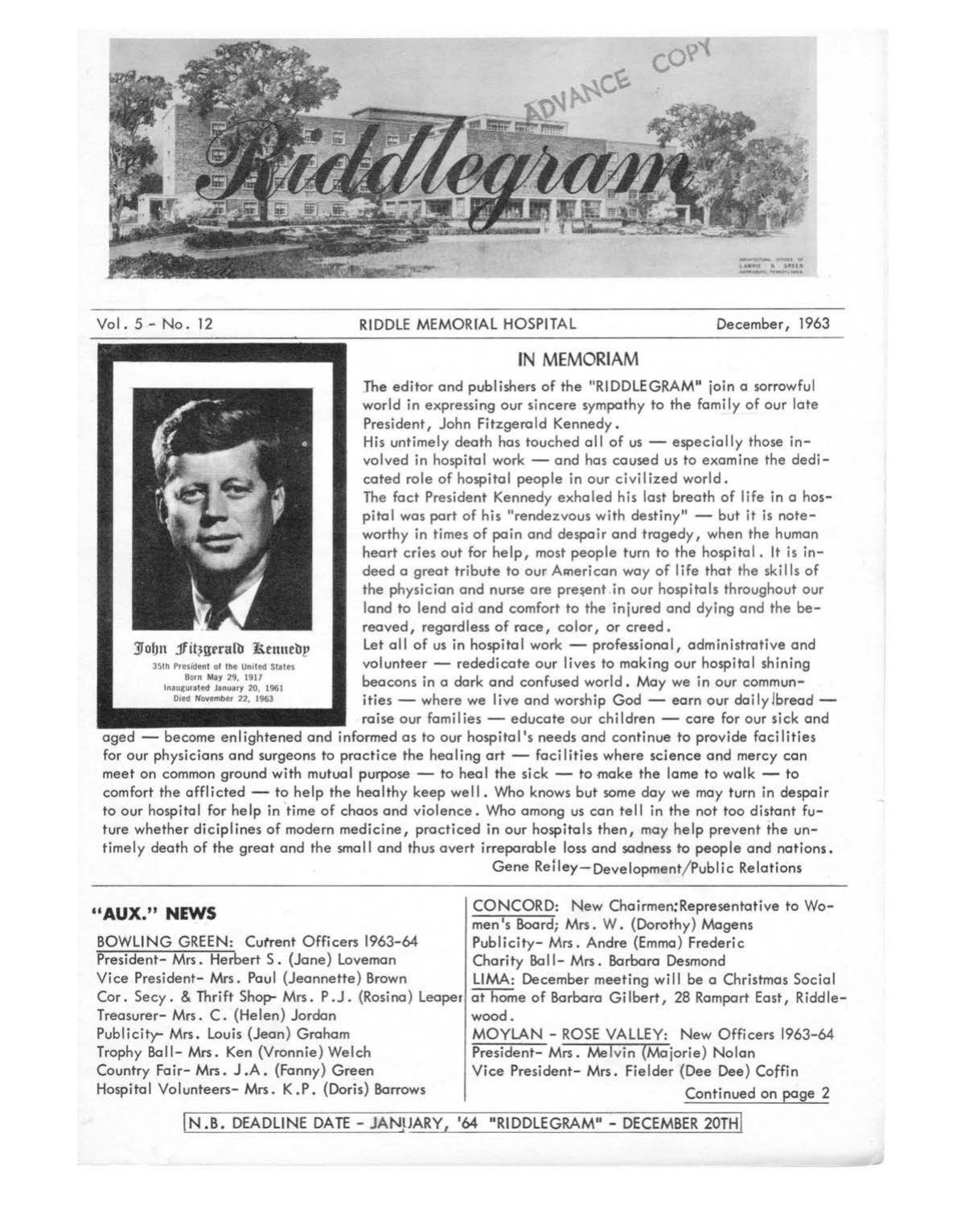# Riddlegram

ADVANCE COPY

Vol. 5 - No. 12 — RIDDLE MEMORIAL HOSPITAL — December, 1963

John Fitzgerald Kennedy
35th President of the United States
Born May 29, 1917
Inaugurated January 20, 1961
Died November 22, 1963

## IN MEMORIAM

The editor and publishers of the "RIDDLEGRAM" join a sorrowful world in expressing our sincere sympathy to the family of our late President, John Fitzgerald Kennedy.

His untimely death has touched all of us — especially those involved in hospital work — and has caused us to examine the dedicated role of hospital people in our civilized world.

The fact President Kennedy exhaled his last breath of life in a hospital was part of his "rendezvous with destiny" — but it is noteworthy in times of pain and despair and tragedy, when the human heart cries out for help, most people turn to the hospital. It is indeed a great tribute to our American way of life that the skills of the physician and nurse are present in our hospitals throughout our land to lend aid and comfort to the injured and dying and the bereaved, regardless of race, color, or creed.

Let all of us in hospital work — professional, administrative and volunteer — rededicate our lives to making our hospital shining beacons in a dark and confused world. May we in our communities — where we live and worship God — earn our daily bread — raise our families — educate our children — care for our sick and aged — become enlightened and informed as to our hospital's needs and continue to provide facilities for our physicians and surgeons to practice the healing art — facilities where science and mercy can meet on common ground with mutual purpose — to heal the sick — to make the lame to walk — to comfort the afflicted — to help the healthy keep well. Who knows but some day we may turn in despair to our hospital for help in time of chaos and violence. Who among us can tell in the not too distant future whether diciplines of modern medicine, practiced in our hospitals then, may help prevent the untimely death of the great and the small and thus avert irreparable loss and sadness to people and nations.

Gene Reiley—Development/Public Relations

## "AUX." NEWS

BOWLING GREEN: Current Officers 1963-64
President- Mrs. Herbert S. (Jane) Loveman
Vice President- Mrs. Paul (Jeannette) Brown
Cor. Secy. & Thrift Shop- Mrs. P.J. (Rosina) Leaper
Treasurer- Mrs. C. (Helen) Jordan
Publicity- Mrs. Louis (Jean) Graham
Trophy Ball- Mrs. Ken (Vronnie) Welch
Country Fair- Mrs. J.A. (Fanny) Green
Hospital Volunteers- Mrs. K.P. (Doris) Barrows

CONCORD: New Chairmen; Representative to Women's Board; Mrs. W. (Dorothy) Magens
Publicity- Mrs. Andre (Emma) Frederic
Charity Ball- Mrs. Barbara Desmond

LIMA: December meeting will be a Christmas Social at home of Barbara Gilbert, 28 Rampart East, Riddlewood.

MOYLAN - ROSE VALLEY: New Officers 1963-64
President- Mrs. Melvin (Majorie) Nolan
Vice President- Mrs. Fielder (Dee Dee) Coffin

Continued on page 2

N.B. DEADLINE DATE - JANUARY, '64 "RIDDLEGRAM" - DECEMBER 20TH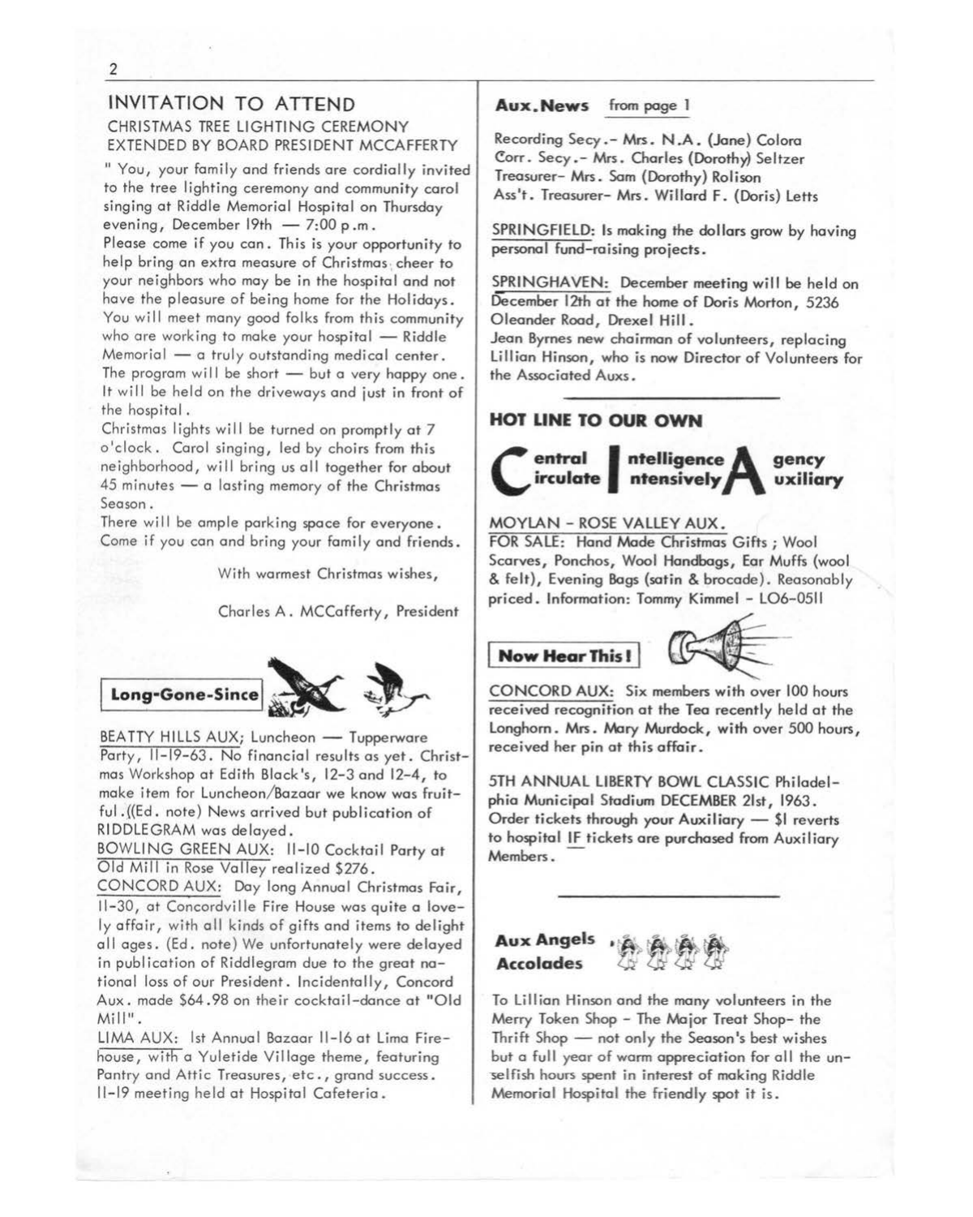## INVITATION TO ATTEND

### CHRISTMAS TREE LIGHTING CEREMONY EXTENDED BY BOARD PRESIDENT MCCAFFERTY

" You, your family and friends are cordially invited to the tree lighting ceremony and community carol singing at Riddle Memorial Hospital on Thursday evening, December 19th — 7:00 p.m.

Please come if you can. This is your opportunity to help bring an extra measure of Christmas cheer to your neighbors who may be in the hospital and not have the pleasure of being home for the Holidays. You will meet many good folks from this community who are working to make your hospital — Riddle Memorial — a truly outstanding medical center. The program will be short — but a very happy one. It will be held on the driveways and just in front of the hospital.

Christmas lights will be turned on promptly at 7 o'clock. Carol singing, led by choirs from this neighborhood, will bring us all together for about 45 minutes — a lasting memory of the Christmas Season.

There will be ample parking space for everyone. Come if you can and bring your family and friends.

With warmest Christmas wishes,

Charles A. MCCafferty, President

### Long-Gone-Since

BEATTY HILLS AUX; Luncheon — Tupperware Party, 11-19-63. No financial results as yet. Christmas Workshop at Edith Black's, 12-3 and 12-4, to make item for Luncheon/Bazaar we know was fruitful.((Ed. note) News arrived but publication of RIDDLEGRAM was delayed.

BOWLING GREEN AUX: 11-10 Cocktail Party at Old Mill in Rose Valley realized $276.

CONCORD AUX: Day long Annual Christmas Fair, 11-30, at Concordville Fire House was quite a lovely affair, with all kinds of gifts and items to delight all ages. (Ed. note) We unfortunately were delayed in publication of Riddlegram due to the great national loss of our President. Incidentally, Concord Aux. made $64.98 on their cocktail-dance at "Old Mill".

LIMA AUX: 1st Annual Bazaar 11-16 at Lima Firehouse, with a Yuletide Village theme, featuring Pantry and Attic Treasures, etc., grand success. 11-19 meeting held at Hospital Cafeteria.

### Aux. News from page 1

Recording Secy.- Mrs. N.A. (Jane) Colora
Corr. Secy.- Mrs. Charles (Dorothy) Seltzer
Treasurer- Mrs. Sam (Dorothy) Rolison
Ass't. Treasurer- Mrs. Willard F. (Doris) Letts

SPRINGFIELD: Is making the dollars grow by having personal fund-raising projects.

SPRINGHAVEN: December meeting will be held on December 12th at the home of Doris Morton, 5236 Oleander Road, Drexel Hill.
Jean Byrnes new chairman of volunteers, replacing Lillian Hinson, who is now Director of Volunteers for the Associated Auxs.

---

## HOT LINE TO OUR OWN

**C**entral **I**ntelligence **A**gency
**C**irculate **I**ntensively **A**uxiliary

MOYLAN - ROSE VALLEY AUX.

FOR SALE: Hand Made Christmas Gifts ; Wool Scarves, Ponchos, Wool Handbags, Ear Muffs (wool & felt), Evening Bags (satin & brocade). Reasonably priced. Information: Tommy Kimmel - LO6-0511

### Now Hear This!

CONCORD AUX: Six members with over 100 hours received recognition at the Tea recently held at the Longhorn. Mrs. Mary Murdock, with over 500 hours, received her pin at this affair.

5TH ANNUAL LIBERTY BOWL CLASSIC Philadelphia Municipal Stadium DECEMBER 21st, 1963. Order tickets through your Auxiliary — $1 reverts to hospital IF tickets are purchased from Auxiliary Members.

---

### Aux Angels Accolades

To Lillian Hinson and the many volunteers in the Merry Token Shop - The Major Treat Shop- the Thrift Shop — not only the Season's best wishes but a full year of warm appreciation for all the unselfish hours spent in interest of making Riddle Memorial Hospital the friendly spot it is.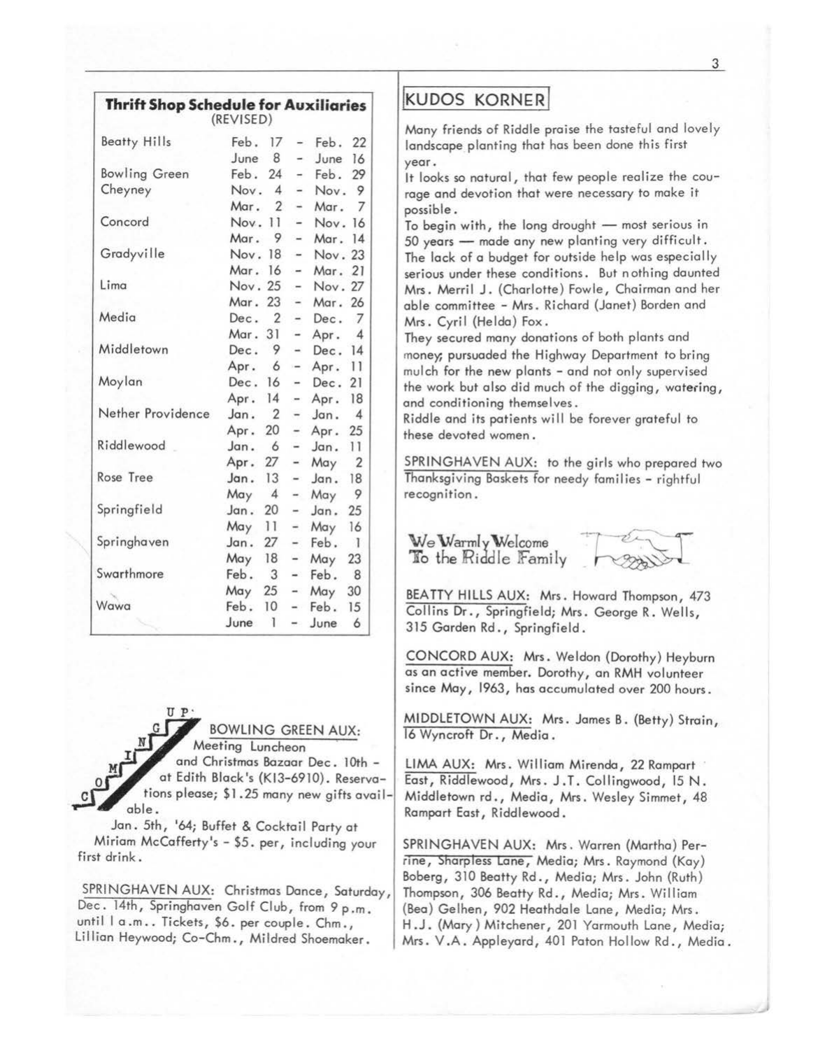## Thrift Shop Schedule for Auxiliaries
(REVISED)

| Auxiliary | From | | To |
| --- | --- | --- | --- |
| Beatty Hills | Feb. 17 | - | Feb. 22 |
| | June 8 | - | June 16 |
| Bowling Green | Feb. 24 | - | Feb. 29 |
| Cheyney | Nov. 4 | - | Nov. 9 |
| | Mar. 2 | - | Mar. 7 |
| Concord | Nov. 11 | - | Nov. 16 |
| | Mar. 9 | - | Mar. 14 |
| Gradyville | Nov. 18 | - | Nov. 23 |
| | Mar. 16 | - | Mar. 21 |
| Lima | Nov. 25 | - | Nov. 27 |
| | Mar. 23 | - | Mar. 26 |
| Media | Dec. 2 | - | Dec. 7 |
| | Mar. 31 | - | Apr. 4 |
| Middletown | Dec. 9 | - | Dec. 14 |
| | Apr. 6 | - | Apr. 11 |
| Moylan | Dec. 16 | - | Dec. 21 |
| | Apr. 14 | - | Apr. 18 |
| Nether Providence | Jan. 2 | - | Jan. 4 |
| | Apr. 20 | - | Apr. 25 |
| Riddlewood | Jan. 6 | - | Jan. 11 |
| | Apr. 27 | - | May 2 |
| Rose Tree | Jan. 13 | - | Jan. 18 |
| | May 4 | - | May 9 |
| Springfield | Jan. 20 | - | Jan. 25 |
| | May 11 | - | May 16 |
| Springhaven | Jan. 27 | - | Feb. 1 |
| | May 18 | - | May 23 |
| Swarthmore | Feb. 3 | - | Feb. 8 |
| | May 25 | - | May 30 |
| Wawa | Feb. 10 | - | Feb. 15 |
| | June 1 | - | June 6 |

COMING UP:

BOWLING GREEN AUX: Meeting Luncheon and Christmas Bazaar Dec. 10th - at Edith Black's (KI3-6910). Reservations please; $1.25 many new gifts available.

Jan. 5th, '64; Buffet & Cocktail Party at Miriam McCafferty's - $5. per, including your first drink.

SPRINGHAVEN AUX: Christmas Dance, Saturday, Dec. 14th, Springhaven Golf Club, from 9 p.m. until 1 a.m.. Tickets, $6. per couple. Chm., Lillian Heywood; Co-Chm., Mildred Shoemaker.

## KUDOS KORNER

Many friends of Riddle praise the tasteful and lovely landscape planting that has been done this first year.

It looks so natural, that few people realize the courage and devotion that were necessary to make it possible.

To begin with, the long drought — most serious in 50 years — made any new planting very difficult. The lack of a budget for outside help was especially serious under these conditions. But nothing daunted Mrs. Merril J. (Charlotte) Fowle, Chairman and her able committee - Mrs. Richard (Janet) Borden and Mrs. Cyril (Helda) Fox.

They secured many donations of both plants and money; pursuaded the Highway Department to bring mulch for the new plants - and not only supervised the work but also did much of the digging, watering, and conditioning themselves.

Riddle and its patients will be forever grateful to these devoted women.

SPRINGHAVEN AUX: to the girls who prepared two Thanksgiving Baskets for needy families - rightful recognition.

## We Warmly Welcome To the Riddle Family

BEATTY HILLS AUX: Mrs. Howard Thompson, 473 Collins Dr., Springfield; Mrs. George R. Wells, 315 Garden Rd., Springfield.

CONCORD AUX: Mrs. Weldon (Dorothy) Heyburn as an active member. Dorothy, an RMH volunteer since May, 1963, has accumulated over 200 hours.

MIDDLETOWN AUX: Mrs. James B. (Betty) Strain, 16 Wyncroft Dr., Media.

LIMA AUX: Mrs. William Mirenda, 22 Rampart East, Riddlewood, Mrs. J.T. Collingwood, 15 N. Middletown rd., Media, Mrs. Wesley Simmet, 48 Rampart East, Riddlewood.

SPRINGHAVEN AUX: Mrs. Warren (Martha) Perrine, Sharpless Lane, Media; Mrs. Raymond (Kay) Boberg, 310 Beatty Rd., Media; Mrs. John (Ruth) Thompson, 306 Beatty Rd., Media; Mrs. William (Bea) Gelhen, 902 Heathdale Lane, Media; Mrs. H.J. (Mary) Mitchener, 201 Yarmouth Lane, Media; Mrs. V.A. Appleyard, 401 Paton Hollow Rd., Media.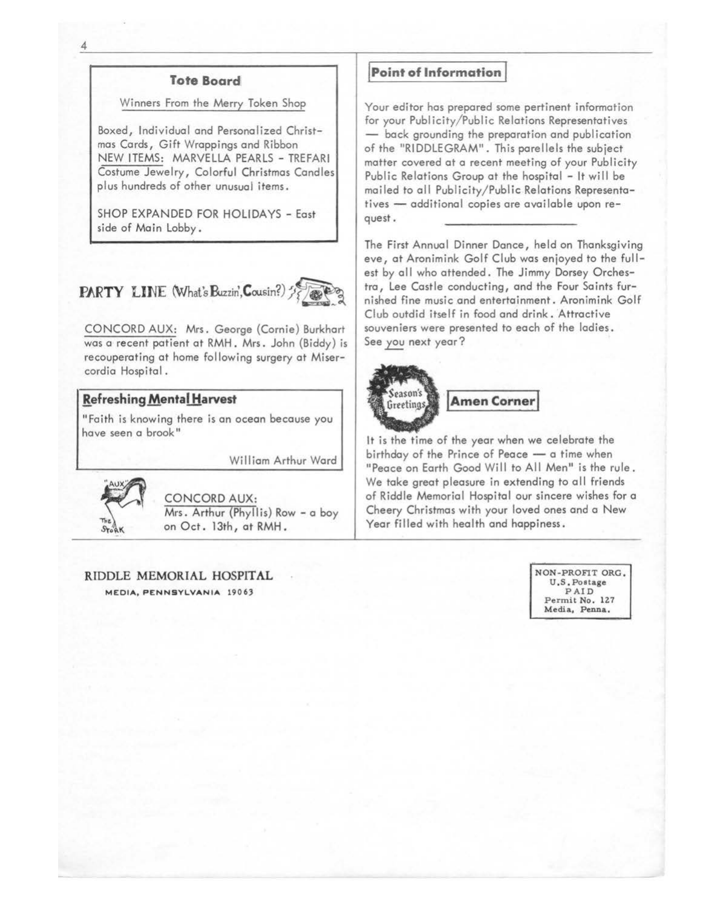### Tote Board

Winners From the Merry Token Shop

Boxed, Individual and Personalized Christmas Cards, Gift Wrappings and Ribbon
NEW ITEMS: MARVELLA PEARLS - TREFARI Costume Jewelry, Colorful Christmas Candles plus hundreds of other unusual items.

SHOP EXPANDED FOR HOLIDAYS - East side of Main Lobby.

### PARTY LINE (What's Buzzin', Cousin?)

CONCORD AUX: Mrs. George (Cornie) Burkhart was a recent patient at RMH. Mrs. John (Biddy) is recouperating at home following surgery at Misercordia Hospital.

### Refreshing Mental Harvest

"Faith is knowing there is an ocean because you have seen a brook"

William Arthur Ward

"AUX" The Stork

CONCORD AUX:
Mrs. Arthur (Phyllis) Row - a boy on Oct. 13th, at RMH.

### Point of Information

Your editor has prepared some pertinent information for your Publicity/Public Relations Representatives — back grounding the preparation and publication of the "RIDDLEGRAM". This parellels the subject matter covered at a recent meeting of your Publicity Public Relations Group at the hospital - It will be mailed to all Publicity/Public Relations Representatives — additional copies are available upon request.

The First Annual Dinner Dance, held on Thanksgiving eve, at Aronimink Golf Club was enjoyed to the fullest by all who attended. The Jimmy Dorsey Orchestra, Lee Castle conducting, and the Four Saints furnished fine music and entertainment. Aronimink Golf Club outdid itself in food and drink. Attractive souveniers were presented to each of the ladies. See you next year?

Season's Greetings

### Amen Corner

It is the time of the year when we celebrate the birthday of the Prince of Peace — a time when "Peace on Earth Good Will to All Men" is the rule. We take great pleasure in extending to all friends of Riddle Memorial Hospital our sincere wishes for a Cheery Christmas with your loved ones and a New Year filled with health and happiness.

RIDDLE MEMORIAL HOSPITAL
MEDIA, PENNSYLVANIA 19063

NON-PROFIT ORG.
U.S. Postage
PAID
Permit No. 127
Media, Penna.